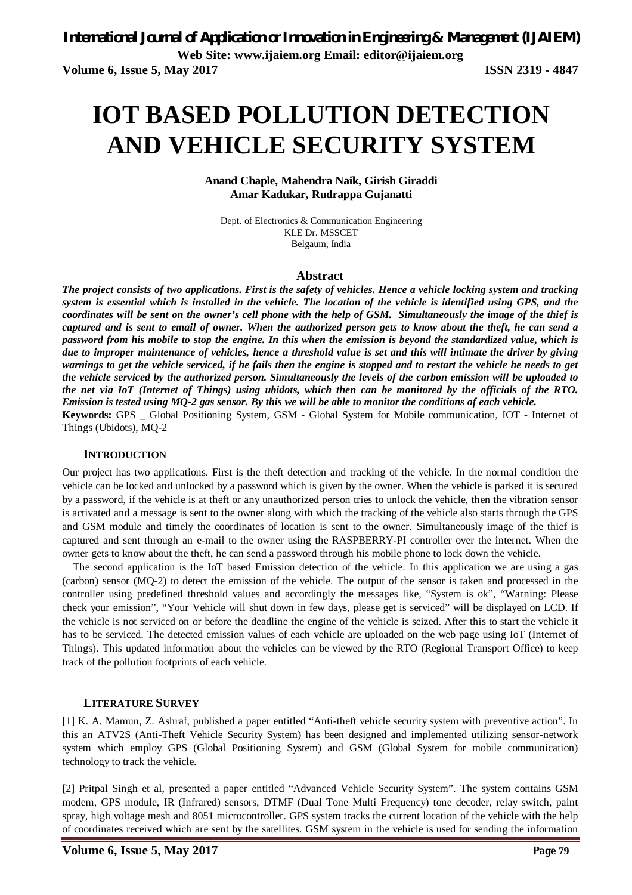# IOT BASED POLLUTION DETECTION AND VEHICLE SECURITY SYSTEM

**Anand Chaple, Mahendra Naik, Girish Giraddi**
**Amar Kadukar, Rudrappa Gujanatti**

Dept. of Electronics & Communication Engineering
KLE Dr. MSSCET
Belgaum, India

## Abstract

***The project consists of two applications. First is the safety of vehicles. Hence a vehicle locking system and tracking system is essential which is installed in the vehicle. The location of the vehicle is identified using GPS, and the coordinates will be sent on the owner's cell phone with the help of GSM. Simultaneously the image of the thief is captured and is sent to email of owner. When the authorized person gets to know about the theft, he can send a password from his mobile to stop the engine. In this when the emission is beyond the standardized value, which is due to improper maintenance of vehicles, hence a threshold value is set and this will intimate the driver by giving warnings to get the vehicle serviced, if he fails then the engine is stopped and to restart the vehicle he needs to get the vehicle serviced by the authorized person. Simultaneously the levels of the carbon emission will be uploaded to the net via IoT (Internet of Things) using ubidots, which then can be monitored by the officials of the RTO. Emission is tested using MQ-2 gas sensor. By this we will be able to monitor the conditions of each vehicle.***

**Keywords:** GPS _ Global Positioning System, GSM - Global System for Mobile communication, IOT - Internet of Things (Ubidots), MQ-2

## INTRODUCTION

Our project has two applications. First is the theft detection and tracking of the vehicle. In the normal condition the vehicle can be locked and unlocked by a password which is given by the owner. When the vehicle is parked it is secured by a password, if the vehicle is at theft or any unauthorized person tries to unlock the vehicle, then the vibration sensor is activated and a message is sent to the owner along with which the tracking of the vehicle also starts through the GPS and GSM module and timely the coordinates of location is sent to the owner. Simultaneously image of the thief is captured and sent through an e-mail to the owner using the RASPBERRY-PI controller over the internet. When the owner gets to know about the theft, he can send a password through his mobile phone to lock down the vehicle.

The second application is the IoT based Emission detection of the vehicle. In this application we are using a gas (carbon) sensor (MQ-2) to detect the emission of the vehicle. The output of the sensor is taken and processed in the controller using predefined threshold values and accordingly the messages like, "System is ok", "Warning: Please check your emission", "Your Vehicle will shut down in few days, please get is serviced" will be displayed on LCD. If the vehicle is not serviced on or before the deadline the engine of the vehicle is seized. After this to start the vehicle it has to be serviced. The detected emission values of each vehicle are uploaded on the web page using IoT (Internet of Things). This updated information about the vehicles can be viewed by the RTO (Regional Transport Office) to keep track of the pollution footprints of each vehicle.

## LITERATURE SURVEY

[1] K. A. Mamun, Z. Ashraf, published a paper entitled "Anti-theft vehicle security system with preventive action". In this an ATV2S (Anti-Theft Vehicle Security System) has been designed and implemented utilizing sensor-network system which employ GPS (Global Positioning System) and GSM (Global System for mobile communication) technology to track the vehicle.

[2] Pritpal Singh et al, presented a paper entitled "Advanced Vehicle Security System". The system contains GSM modem, GPS module, IR (Infrared) sensors, DTMF (Dual Tone Multi Frequency) tone decoder, relay switch, paint spray, high voltage mesh and 8051 microcontroller. GPS system tracks the current location of the vehicle with the help of coordinates received which are sent by the satellites. GSM system in the vehicle is used for sending the information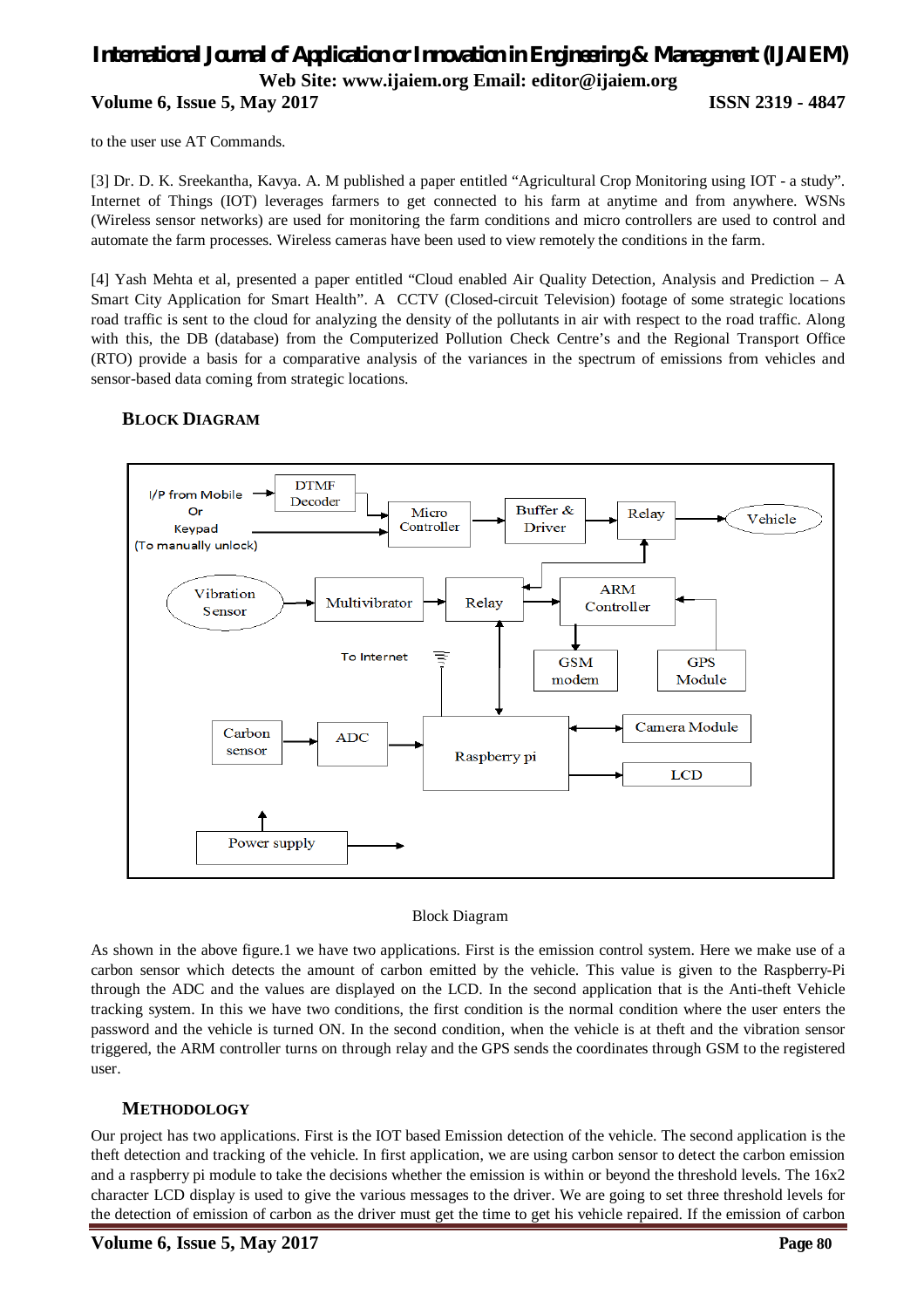to the user use AT Commands.

[3] Dr. D. K. Sreekantha, Kavya. A. M published a paper entitled "Agricultural Crop Monitoring using IOT - a study". Internet of Things (IOT) leverages farmers to get connected to his farm at anytime and from anywhere. WSNs (Wireless sensor networks) are used for monitoring the farm conditions and micro controllers are used to control and automate the farm processes. Wireless cameras have been used to view remotely the conditions in the farm.

[4] Yash Mehta et al, presented a paper entitled "Cloud enabled Air Quality Detection, Analysis and Prediction – A Smart City Application for Smart Health". A CCTV (Closed-circuit Television) footage of some strategic locations road traffic is sent to the cloud for analyzing the density of the pollutants in air with respect to the road traffic. Along with this, the DB (database) from the Computerized Pollution Check Centre's and the Regional Transport Office (RTO) provide a basis for a comparative analysis of the variances in the spectrum of emissions from vehicles and sensor-based data coming from strategic locations.

## BLOCK DIAGRAM

Block Diagram

As shown in the above figure.1 we have two applications. First is the emission control system. Here we make use of a carbon sensor which detects the amount of carbon emitted by the vehicle. This value is given to the Raspberry-Pi through the ADC and the values are displayed on the LCD. In the second application that is the Anti-theft Vehicle tracking system. In this we have two conditions, the first condition is the normal condition where the user enters the password and the vehicle is turned ON. In the second condition, when the vehicle is at theft and the vibration sensor triggered, the ARM controller turns on through relay and the GPS sends the coordinates through GSM to the registered user.

## METHODOLOGY

Our project has two applications. First is the IOT based Emission detection of the vehicle. The second application is the theft detection and tracking of the vehicle. In first application, we are using carbon sensor to detect the carbon emission and a raspberry pi module to take the decisions whether the emission is within or beyond the threshold levels. The 16x2 character LCD display is used to give the various messages to the driver. We are going to set three threshold levels for the detection of emission of carbon as the driver must get the time to get his vehicle repaired. If the emission of carbon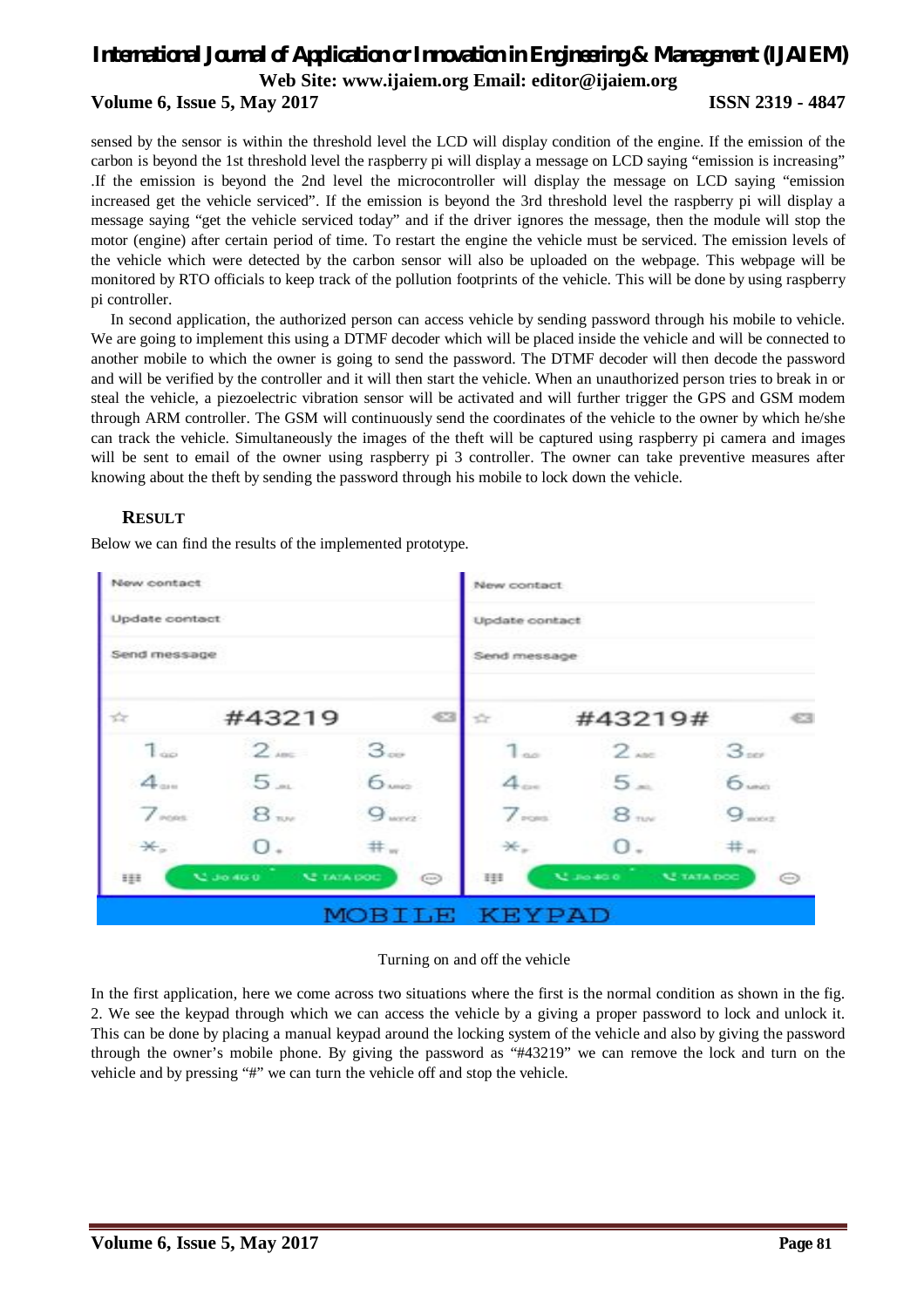sensed by the sensor is within the threshold level the LCD will display condition of the engine. If the emission of the carbon is beyond the 1st threshold level the raspberry pi will display a message on LCD saying "emission is increasing" .If the emission is beyond the 2nd level the microcontroller will display the message on LCD saying "emission increased get the vehicle serviced". If the emission is beyond the 3rd threshold level the raspberry pi will display a message saying "get the vehicle serviced today" and if the driver ignores the message, then the module will stop the motor (engine) after certain period of time. To restart the engine the vehicle must be serviced. The emission levels of the vehicle which were detected by the carbon sensor will also be uploaded on the webpage. This webpage will be monitored by RTO officials to keep track of the pollution footprints of the vehicle. This will be done by using raspberry pi controller.

In second application, the authorized person can access vehicle by sending password through his mobile to vehicle. We are going to implement this using a DTMF decoder which will be placed inside the vehicle and will be connected to another mobile to which the owner is going to send the password. The DTMF decoder will then decode the password and will be verified by the controller and it will then start the vehicle. When an unauthorized person tries to break in or steal the vehicle, a piezoelectric vibration sensor will be activated and will further trigger the GPS and GSM modem through ARM controller. The GSM will continuously send the coordinates of the vehicle to the owner by which he/she can track the vehicle. Simultaneously the images of the theft will be captured using raspberry pi camera and images will be sent to email of the owner using raspberry pi 3 controller. The owner can take preventive measures after knowing about the theft by sending the password through his mobile to lock down the vehicle.

## RESULT

Below we can find the results of the implemented prototype.

Turning on and off the vehicle

In the first application, here we come across two situations where the first is the normal condition as shown in the fig. 2. We see the keypad through which we can access the vehicle by a giving a proper password to lock and unlock it. This can be done by placing a manual keypad around the locking system of the vehicle and also by giving the password through the owner's mobile phone. By giving the password as "#43219" we can remove the lock and turn on the vehicle and by pressing "#" we can turn the vehicle off and stop the vehicle.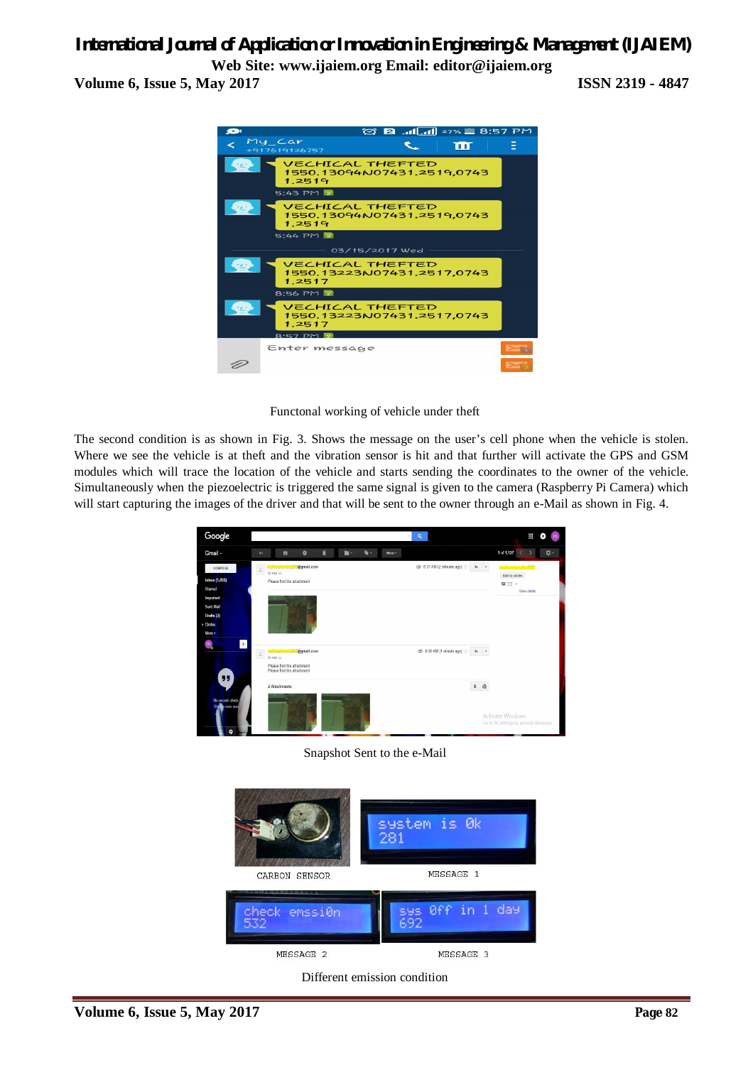Functonal working of vehicle under theft

The second condition is as shown in Fig. 3. Shows the message on the user's cell phone when the vehicle is stolen. Where we see the vehicle is at theft and the vibration sensor is hit and that further will activate the GPS and GSM modules which will trace the location of the vehicle and starts sending the coordinates to the owner of the vehicle. Simultaneously when the piezoelectric is triggered the same signal is given to the camera (Raspberry Pi Camera) which will start capturing the images of the driver and that will be sent to the owner through an e-Mail as shown in Fig. 4.

Snapshot Sent to the e-Mail

Different emission condition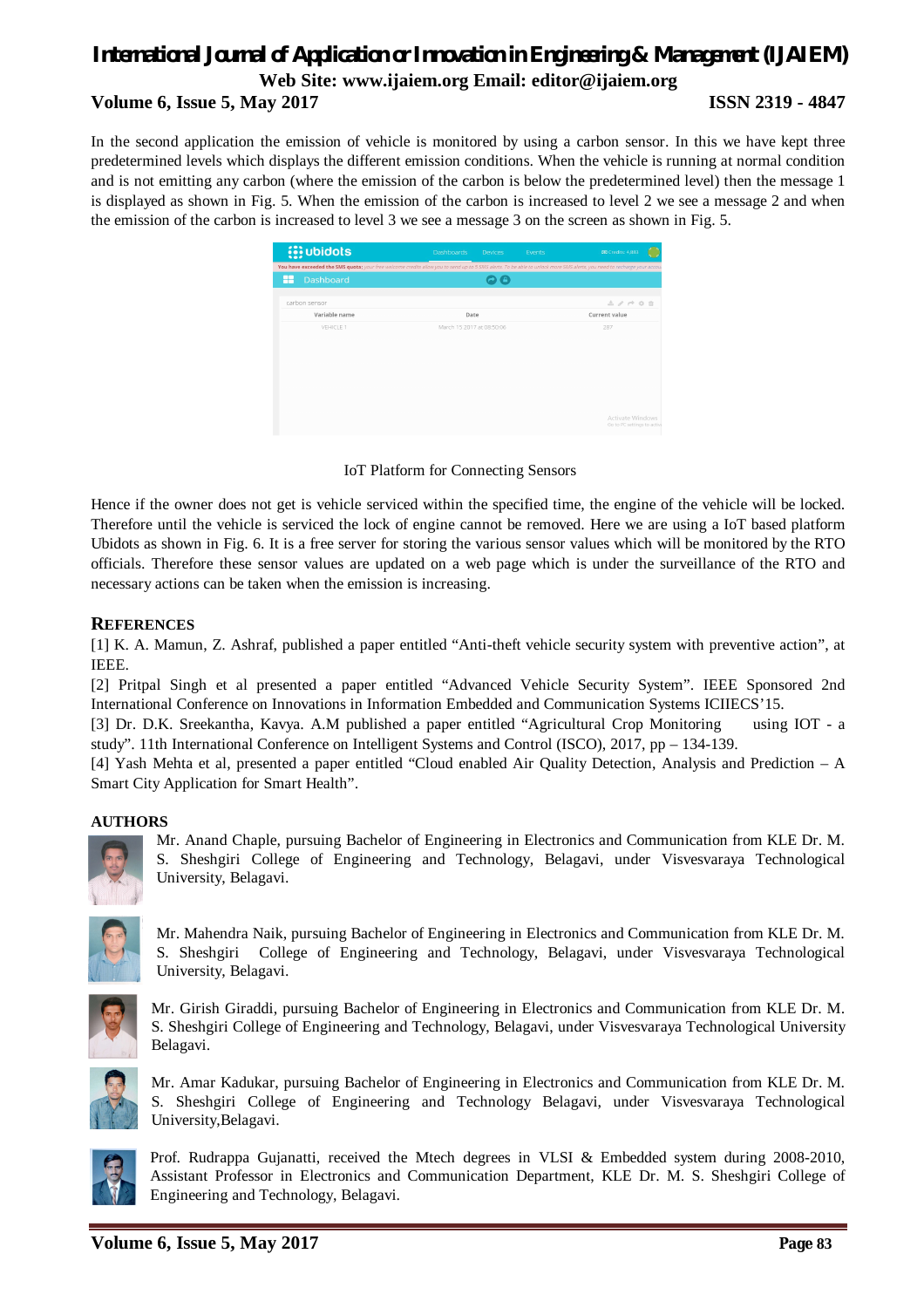In the second application the emission of vehicle is monitored by using a carbon sensor. In this we have kept three predetermined levels which displays the different emission conditions. When the vehicle is running at normal condition and is not emitting any carbon (where the emission of the carbon is below the predetermined level) then the message 1 is displayed as shown in Fig. 5. When the emission of the carbon is increased to level 2 we see a message 2 and when the emission of the carbon is increased to level 3 we see a message 3 on the screen as shown in Fig. 5.

IoT Platform for Connecting Sensors

Hence if the owner does not get is vehicle serviced within the specified time, the engine of the vehicle will be locked. Therefore until the vehicle is serviced the lock of engine cannot be removed. Here we are using a IoT based platform Ubidots as shown in Fig. 6. It is a free server for storing the various sensor values which will be monitored by the RTO officials. Therefore these sensor values are updated on a web page which is under the surveillance of the RTO and necessary actions can be taken when the emission is increasing.

## REFERENCES

[1] K. A. Mamun, Z. Ashraf, published a paper entitled "Anti-theft vehicle security system with preventive action", at IEEE.

[2] Pritpal Singh et al presented a paper entitled "Advanced Vehicle Security System". IEEE Sponsored 2nd International Conference on Innovations in Information Embedded and Communication Systems ICIIECS'15.

[3] Dr. D.K. Sreekantha, Kavya. A.M published a paper entitled "Agricultural Crop Monitoring using IOT - a study". 11th International Conference on Intelligent Systems and Control (ISCO), 2017, pp – 134-139.

[4] Yash Mehta et al, presented a paper entitled "Cloud enabled Air Quality Detection, Analysis and Prediction – A Smart City Application for Smart Health".

## AUTHORS

Mr. Anand Chaple, pursuing Bachelor of Engineering in Electronics and Communication from KLE Dr. M. S. Sheshgiri College of Engineering and Technology, Belagavi, under Visvesvaraya Technological University, Belagavi.

Mr. Mahendra Naik, pursuing Bachelor of Engineering in Electronics and Communication from KLE Dr. M. S. Sheshgiri College of Engineering and Technology, Belagavi, under Visvesvaraya Technological University, Belagavi.

Mr. Girish Giraddi, pursuing Bachelor of Engineering in Electronics and Communication from KLE Dr. M. S. Sheshgiri College of Engineering and Technology, Belagavi, under Visvesvaraya Technological University Belagavi.

Mr. Amar Kadukar, pursuing Bachelor of Engineering in Electronics and Communication from KLE Dr. M. S. Sheshgiri College of Engineering and Technology Belagavi, under Visvesvaraya Technological University,Belagavi.

Prof. Rudrappa Gujanatti, received the Mtech degrees in VLSI & Embedded system during 2008-2010, Assistant Professor in Electronics and Communication Department, KLE Dr. M. S. Sheshgiri College of Engineering and Technology, Belagavi.